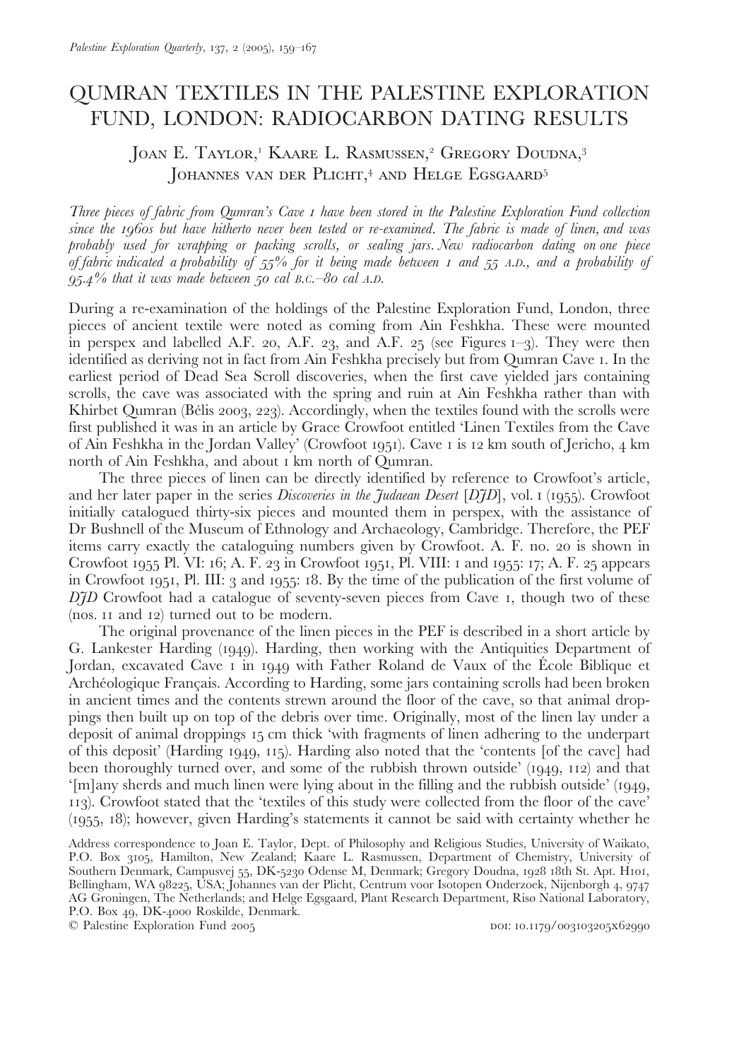# QUMRAN TEXTILES IN THE PALESTINE EXPLORATION FUND, LONDON: RADIOCARBON DATING RESULTS

Joan E. Taylor,[1] Kaare L. Rasmussen,[2] Gregory Doudna,[3] Johannes van der Plicht,[4] and Helge Egsgaard[5]

*Three pieces of fabric from Qumran's Cave 1 have been stored in the Palestine Exploration Fund collection since the 1960s but have hitherto never been tested or re-examined. The fabric is made of linen, and was probably used for wrapping or packing scrolls, or sealing jars. New radiocarbon dating on one piece of fabric indicated a probability of 55% for it being made between 1 and 55 A.D., and a probability of 95.4% that it was made between 50 cal B.C.–80 cal A.D.*

During a re-examination of the holdings of the Palestine Exploration Fund, London, three pieces of ancient textile were noted as coming from Ain Feshkha. These were mounted in perspex and labelled A.F. 20, A.F. 23, and A.F. 25 (see Figures 1–3). They were then identified as deriving not in fact from Ain Feshkha precisely but from Qumran Cave 1. In the earliest period of Dead Sea Scroll discoveries, when the first cave yielded jars containing scrolls, the cave was associated with the spring and ruin at Ain Feshkha rather than with Khirbet Qumran (Bélis 2003, 223). Accordingly, when the textiles found with the scrolls were first published it was in an article by Grace Crowfoot entitled 'Linen Textiles from the Cave of Ain Feshkha in the Jordan Valley' (Crowfoot 1951). Cave 1 is 12 km south of Jericho, 4 km north of Ain Feshkha, and about 1 km north of Qumran.

The three pieces of linen can be directly identified by reference to Crowfoot's article, and her later paper in the series *Discoveries in the Judaean Desert* [*DJD*], vol. 1 (1955). Crowfoot initially catalogued thirty-six pieces and mounted them in perspex, with the assistance of Dr Bushnell of the Museum of Ethnology and Archaeology, Cambridge. Therefore, the PEF items carry exactly the cataloguing numbers given by Crowfoot. A. F. no. 20 is shown in Crowfoot 1955 Pl. VI: 16; A. F. 23 in Crowfoot 1951, Pl. VIII: 1 and 1955: 17; A. F. 25 appears in Crowfoot 1951, Pl. III: 3 and 1955: 18. By the time of the publication of the first volume of *DJD* Crowfoot had a catalogue of seventy-seven pieces from Cave 1, though two of these (nos. 11 and 12) turned out to be modern.

The original provenance of the linen pieces in the PEF is described in a short article by G. Lankester Harding (1949). Harding, then working with the Antiquities Department of Jordan, excavated Cave 1 in 1949 with Father Roland de Vaux of the École Biblique et Archéologique Français. According to Harding, some jars containing scrolls had been broken in ancient times and the contents strewn around the floor of the cave, so that animal droppings then built up on top of the debris over time. Originally, most of the linen lay under a deposit of animal droppings 15 cm thick 'with fragments of linen adhering to the underpart of this deposit' (Harding 1949, 115). Harding also noted that the 'contents [of the cave] had been thoroughly turned over, and some of the rubbish thrown outside' (1949, 112) and that '[m]any sherds and much linen were lying about in the filling and the rubbish outside' (1949, 113). Crowfoot stated that the 'textiles of this study were collected from the floor of the cave' (1955, 18); however, given Harding's statements it cannot be said with certainty whether he

Address correspondence to Joan E. Taylor, Dept. of Philosophy and Religious Studies, University of Waikato, P.O. Box 3105, Hamilton, New Zealand; Kaare L. Rasmussen, Department of Chemistry, University of Southern Denmark, Campusvej 55, DK-5230 Odense M, Denmark; Gregory Doudna, 1928 18th St. Apt. H101, Bellingham, WA 98225, USA; Johannes van der Plicht, Centrum voor Isotopen Onderzoek, Nijenborgh 4, 9747 AG Groningen, The Netherlands; and Helge Egsgaard, Plant Research Department, Risø National Laboratory, P.O. Box 49, DK-4000 Roskilde, Denmark.

© Palestine Exploration Fund 2005 DOI: 10.1179/003103205x62990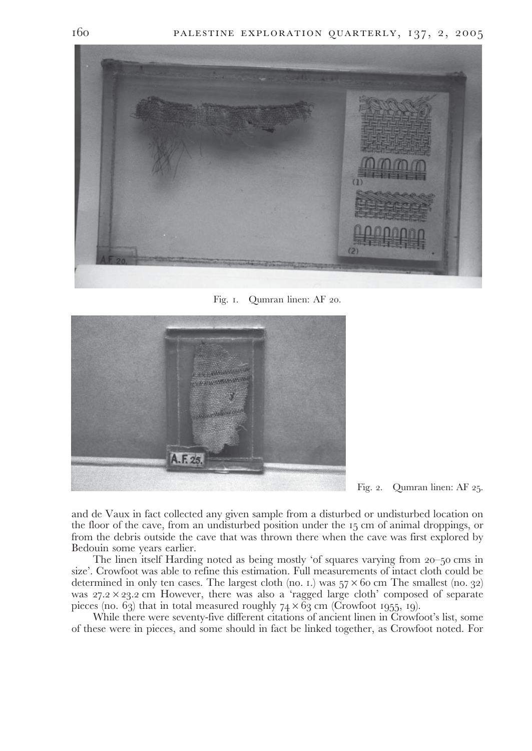Fig. 1. Qumran linen: AF 20.

Fig. 2. Qumran linen: AF 25.

and de Vaux in fact collected any given sample from a disturbed or undisturbed location on the floor of the cave, from an undisturbed position under the 15 cm of animal droppings, or from the debris outside the cave that was thrown there when the cave was first explored by Bedouin some years earlier.

The linen itself Harding noted as being mostly 'of squares varying from 20–50 cms in size'. Crowfoot was able to refine this estimation. Full measurements of intact cloth could be determined in only ten cases. The largest cloth (no. 1.) was 57 × 60 cm The smallest (no. 32) was 27.2 × 23.2 cm However, there was also a 'ragged large cloth' composed of separate pieces (no. 63) that in total measured roughly 74 × 63 cm (Crowfoot 1955, 19).

While there were seventy-five different citations of ancient linen in Crowfoot's list, some of these were in pieces, and some should in fact be linked together, as Crowfoot noted. For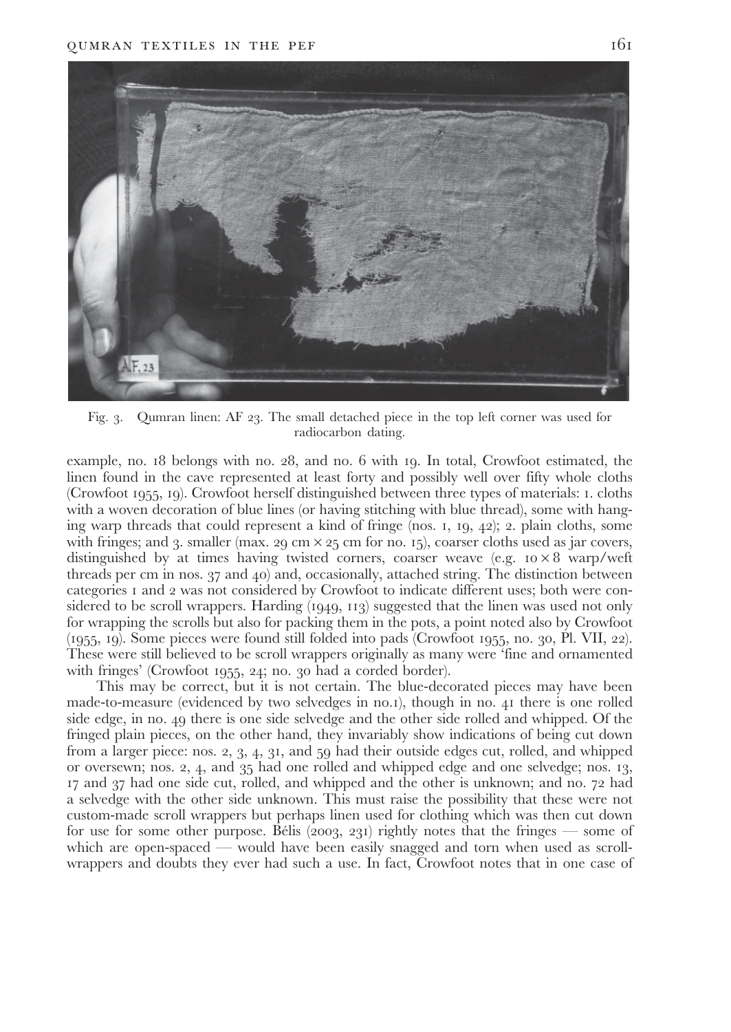Fig. 3. Qumran linen: AF 23. The small detached piece in the top left corner was used for radiocarbon dating.

example, no. 18 belongs with no. 28, and no. 6 with 19. In total, Crowfoot estimated, the linen found in the cave represented at least forty and possibly well over fifty whole cloths (Crowfoot 1955, 19). Crowfoot herself distinguished between three types of materials: 1. cloths with a woven decoration of blue lines (or having stitching with blue thread), some with hanging warp threads that could represent a kind of fringe (nos. 1, 19, 42); 2. plain cloths, some with fringes; and 3. smaller (max. 29 cm × 25 cm for no. 15), coarser cloths used as jar covers, distinguished by at times having twisted corners, coarser weave (e.g. 10 × 8 warp/weft threads per cm in nos. 37 and 40) and, occasionally, attached string. The distinction between categories 1 and 2 was not considered by Crowfoot to indicate different uses; both were considered to be scroll wrappers. Harding (1949, 113) suggested that the linen was used not only for wrapping the scrolls but also for packing them in the pots, a point noted also by Crowfoot (1955, 19). Some pieces were found still folded into pads (Crowfoot 1955, no. 30, Pl. VII, 22). These were still believed to be scroll wrappers originally as many were 'fine and ornamented with fringes' (Crowfoot 1955, 24; no. 30 had a corded border).

This may be correct, but it is not certain. The blue-decorated pieces may have been made-to-measure (evidenced by two selvedges in no.1), though in no. 41 there is one rolled side edge, in no. 49 there is one side selvedge and the other side rolled and whipped. Of the fringed plain pieces, on the other hand, they invariably show indications of being cut down from a larger piece: nos. 2, 3, 4, 31, and 59 had their outside edges cut, rolled, and whipped or oversewn; nos. 2, 4, and 35 had one rolled and whipped edge and one selvedge; nos. 13, 17 and 37 had one side cut, rolled, and whipped and the other is unknown; and no. 72 had a selvedge with the other side unknown. This must raise the possibility that these were not custom-made scroll wrappers but perhaps linen used for clothing which was then cut down for use for some other purpose. Bélis (2003, 231) rightly notes that the fringes — some of which are open-spaced — would have been easily snagged and torn when used as scroll-wrappers and doubts they ever had such a use. In fact, Crowfoot notes that in one case of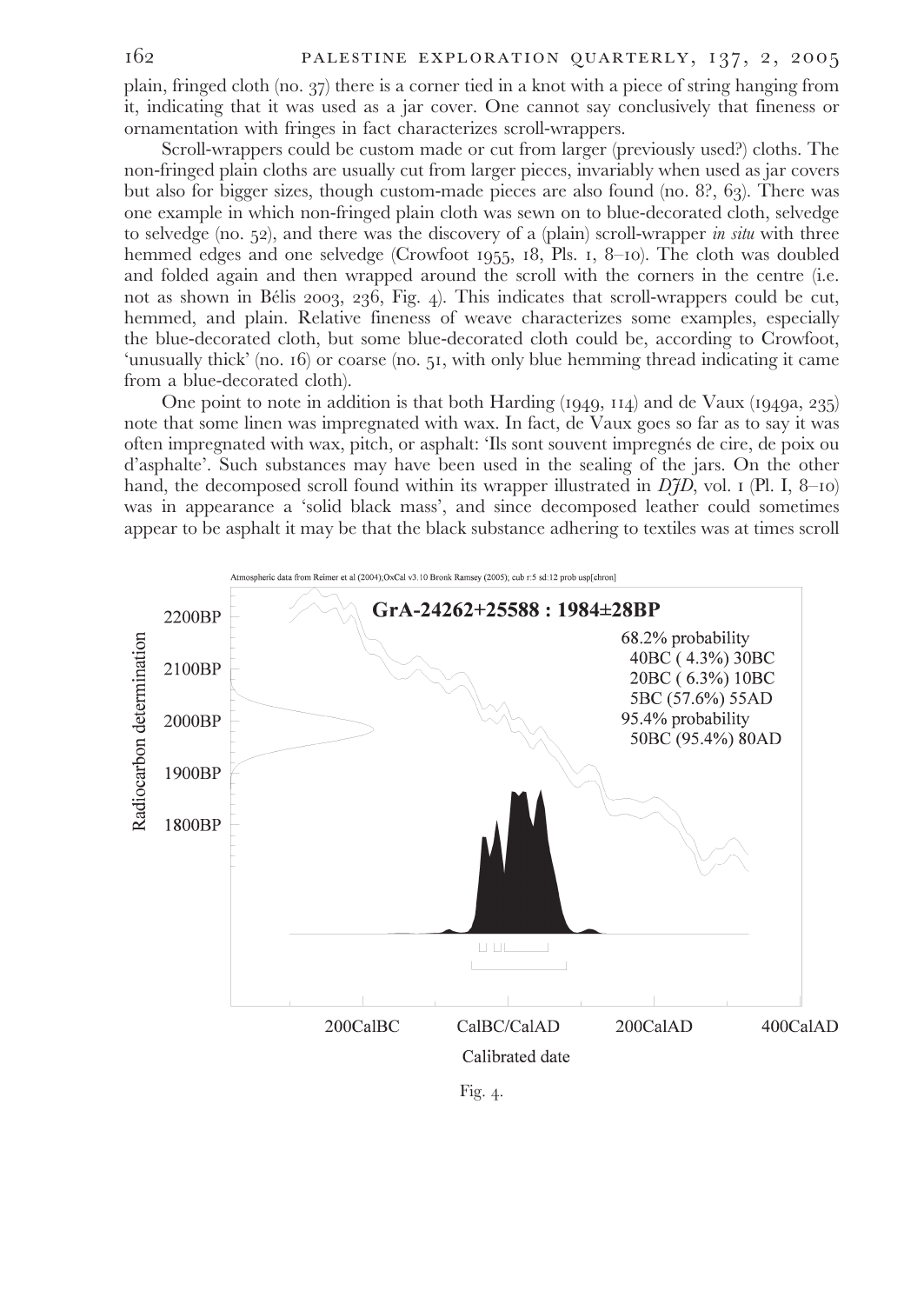plain, fringed cloth (no. 37) there is a corner tied in a knot with a piece of string hanging from it, indicating that it was used as a jar cover. One cannot say conclusively that fineness or ornamentation with fringes in fact characterizes scroll-wrappers.

Scroll-wrappers could be custom made or cut from larger (previously used?) cloths. The non-fringed plain cloths are usually cut from larger pieces, invariably when used as jar covers but also for bigger sizes, though custom-made pieces are also found (no. 8?, 63). There was one example in which non-fringed plain cloth was sewn on to blue-decorated cloth, selvedge to selvedge (no. 52), and there was the discovery of a (plain) scroll-wrapper *in situ* with three hemmed edges and one selvedge (Crowfoot 1955, 18, Pls. 1, 8–10). The cloth was doubled and folded again and then wrapped around the scroll with the corners in the centre (i.e. not as shown in Bélis 2003, 236, Fig. 4). This indicates that scroll-wrappers could be cut, hemmed, and plain. Relative fineness of weave characterizes some examples, especially the blue-decorated cloth, but some blue-decorated cloth could be, according to Crowfoot, 'unusually thick' (no. 16) or coarse (no. 51, with only blue hemming thread indicating it came from a blue-decorated cloth).

One point to note in addition is that both Harding (1949, 114) and de Vaux (1949a, 235) note that some linen was impregnated with wax. In fact, de Vaux goes so far as to say it was often impregnated with wax, pitch, or asphalt: 'Ils sont souvent impregnés de cire, de poix ou d'asphalte'. Such substances may have been used in the sealing of the jars. On the other hand, the decomposed scroll found within its wrapper illustrated in *DJD*, vol. 1 (Pl. I, 8–10) was in appearance a 'solid black mass', and since decomposed leather could sometimes appear to be asphalt it may be that the black substance adhering to textiles was at times scroll

Fig. 4.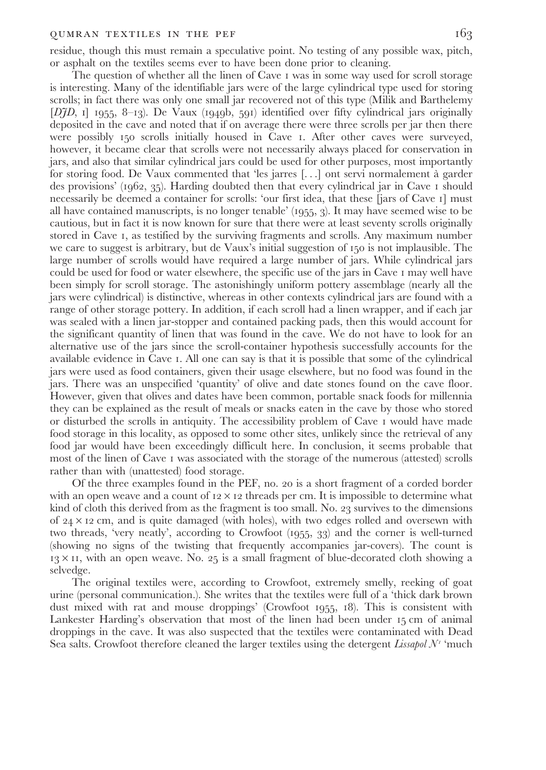residue, though this must remain a speculative point. No testing of any possible wax, pitch, or asphalt on the textiles seems ever to have been done prior to cleaning.

The question of whether all the linen of Cave 1 was in some way used for scroll storage is interesting. Many of the identifiable jars were of the large cylindrical type used for storing scrolls; in fact there was only one small jar recovered not of this type (Milik and Barthelemy [*DJD*, 1] 1955, 8–13). De Vaux (1949b, 591) identified over fifty cylindrical jars originally deposited in the cave and noted that if on average there were three scrolls per jar then there were possibly 150 scrolls initially housed in Cave 1. After other caves were surveyed, however, it became clear that scrolls were not necessarily always placed for conservation in jars, and also that similar cylindrical jars could be used for other purposes, most importantly for storing food. De Vaux commented that 'les jarres [. . .] ont servi normalement à garder des provisions' (1962, 35). Harding doubted then that every cylindrical jar in Cave 1 should necessarily be deemed a container for scrolls: 'our first idea, that these [jars of Cave 1] must all have contained manuscripts, is no longer tenable' (1955, 3). It may have seemed wise to be cautious, but in fact it is now known for sure that there were at least seventy scrolls originally stored in Cave 1, as testified by the surviving fragments and scrolls. Any maximum number we care to suggest is arbitrary, but de Vaux's initial suggestion of 150 is not implausible. The large number of scrolls would have required a large number of jars. While cylindrical jars could be used for food or water elsewhere, the specific use of the jars in Cave 1 may well have been simply for scroll storage. The astonishingly uniform pottery assemblage (nearly all the jars were cylindrical) is distinctive, whereas in other contexts cylindrical jars are found with a range of other storage pottery. In addition, if each scroll had a linen wrapper, and if each jar was sealed with a linen jar-stopper and contained packing pads, then this would account for the significant quantity of linen that was found in the cave. We do not have to look for an alternative use of the jars since the scroll-container hypothesis successfully accounts for the available evidence in Cave 1. All one can say is that it is possible that some of the cylindrical jars were used as food containers, given their usage elsewhere, but no food was found in the jars. There was an unspecified 'quantity' of olive and date stones found on the cave floor. However, given that olives and dates have been common, portable snack foods for millennia they can be explained as the result of meals or snacks eaten in the cave by those who stored or disturbed the scrolls in antiquity. The accessibility problem of Cave 1 would have made food storage in this locality, as opposed to some other sites, unlikely since the retrieval of any food jar would have been exceedingly difficult here. In conclusion, it seems probable that most of the linen of Cave 1 was associated with the storage of the numerous (attested) scrolls rather than with (unattested) food storage.

Of the three examples found in the PEF, no. 20 is a short fragment of a corded border with an open weave and a count of 12 × 12 threads per cm. It is impossible to determine what kind of cloth this derived from as the fragment is too small. No. 23 survives to the dimensions of 24 × 12 cm, and is quite damaged (with holes), with two edges rolled and oversewn with two threads, 'very neatly', according to Crowfoot (1955, 33) and the corner is well-turned (showing no signs of the twisting that frequently accompanies jar-covers). The count is 13 × 11, with an open weave. No. 25 is a small fragment of blue-decorated cloth showing a selvedge.

The original textiles were, according to Crowfoot, extremely smelly, reeking of goat urine (personal communication.). She writes that the textiles were full of a 'thick dark brown dust mixed with rat and mouse droppings' (Crowfoot 1955, 18). This is consistent with Lankester Harding's observation that most of the linen had been under 15 cm of animal droppings in the cave. It was also suspected that the textiles were contaminated with Dead Sea salts. Crowfoot therefore cleaned the larger textiles using the detergent *Lissapol N*[1] 'much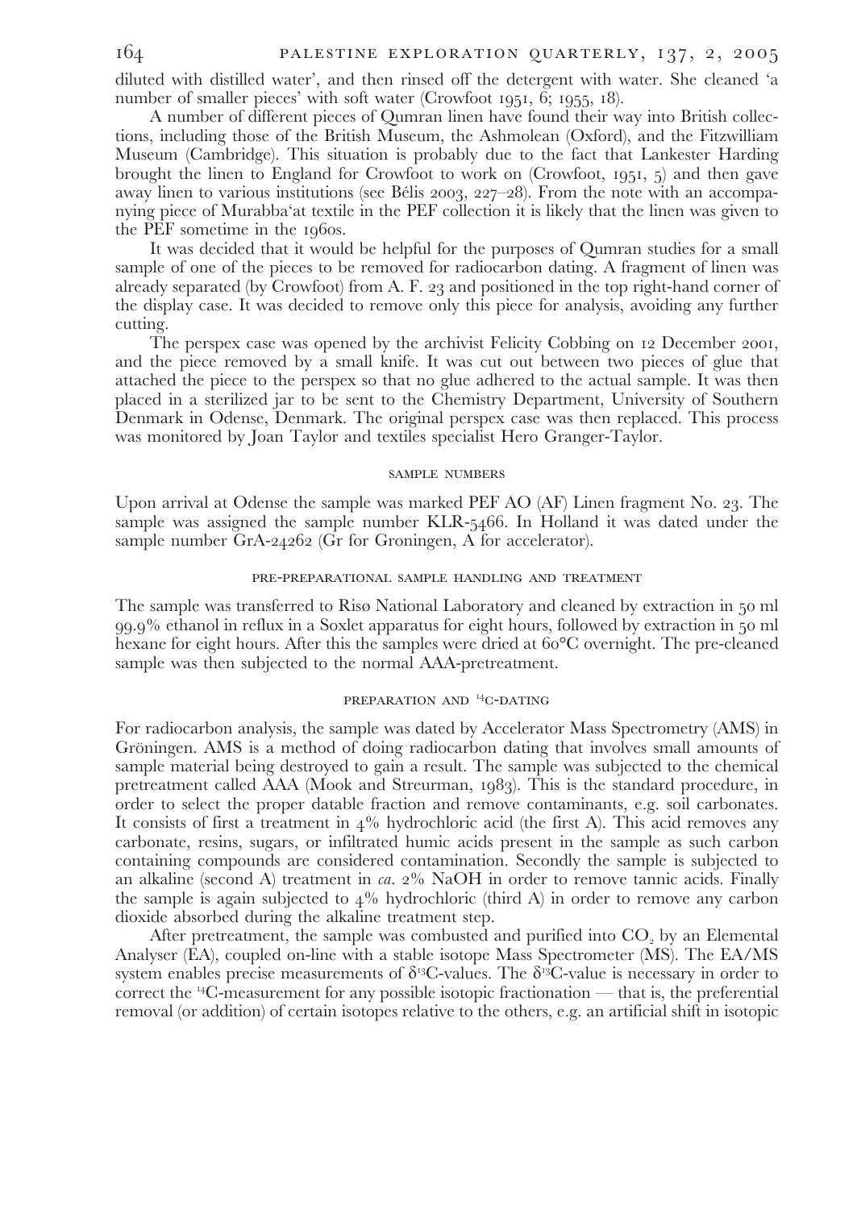diluted with distilled water', and then rinsed off the detergent with water. She cleaned 'a number of smaller pieces' with soft water (Crowfoot 1951, 6; 1955, 18).

A number of different pieces of Qumran linen have found their way into British collections, including those of the British Museum, the Ashmolean (Oxford), and the Fitzwilliam Museum (Cambridge). This situation is probably due to the fact that Lankester Harding brought the linen to England for Crowfoot to work on (Crowfoot, 1951, 5) and then gave away linen to various institutions (see Bélis 2003, 227–28). From the note with an accompanying piece of Murabba'at textile in the PEF collection it is likely that the linen was given to the PEF sometime in the 1960s.

It was decided that it would be helpful for the purposes of Qumran studies for a small sample of one of the pieces to be removed for radiocarbon dating. A fragment of linen was already separated (by Crowfoot) from A. F. 23 and positioned in the top right-hand corner of the display case. It was decided to remove only this piece for analysis, avoiding any further cutting.

The perspex case was opened by the archivist Felicity Cobbing on 12 December 2001, and the piece removed by a small knife. It was cut out between two pieces of glue that attached the piece to the perspex so that no glue adhered to the actual sample. It was then placed in a sterilized jar to be sent to the Chemistry Department, University of Southern Denmark in Odense, Denmark. The original perspex case was then replaced. This process was monitored by Joan Taylor and textiles specialist Hero Granger-Taylor.

### SAMPLE NUMBERS

Upon arrival at Odense the sample was marked PEF AO (AF) Linen fragment No. 23. The sample was assigned the sample number KLR-5466. In Holland it was dated under the sample number GrA-24262 (Gr for Groningen, A for accelerator).

### PRE-PREPARATIONAL SAMPLE HANDLING AND TREATMENT

The sample was transferred to Risø National Laboratory and cleaned by extraction in 50 ml 99.9% ethanol in reflux in a Soxlet apparatus for eight hours, followed by extraction in 50 ml hexane for eight hours. After this the samples were dried at 60°C overnight. The pre-cleaned sample was then subjected to the normal AAA-pretreatment.

### PREPARATION AND $^{14}$C-DATING

For radiocarbon analysis, the sample was dated by Accelerator Mass Spectrometry (AMS) in Gröningen. AMS is a method of doing radiocarbon dating that involves small amounts of sample material being destroyed to gain a result. The sample was subjected to the chemical pretreatment called AAA (Mook and Streurman, 1983). This is the standard procedure, in order to select the proper datable fraction and remove contaminants, e.g. soil carbonates. It consists of first a treatment in 4% hydrochloric acid (the first A). This acid removes any carbonate, resins, sugars, or infiltrated humic acids present in the sample as such carbon containing compounds are considered contamination. Secondly the sample is subjected to an alkaline (second A) treatment in *ca*. 2% NaOH in order to remove tannic acids. Finally the sample is again subjected to 4% hydrochloric (third A) in order to remove any carbon dioxide absorbed during the alkaline treatment step.

After pretreatment, the sample was combusted and purified into $CO_2$ by an Elemental Analyser (EA), coupled on-line with a stable isotope Mass Spectrometer (MS). The EA/MS system enables precise measurements of $\delta^{13}$C-values. The $\delta^{13}$C-value is necessary in order to correct the $^{14}$C-measurement for any possible isotopic fractionation — that is, the preferential removal (or addition) of certain isotopes relative to the others, e.g. an artificial shift in isotopic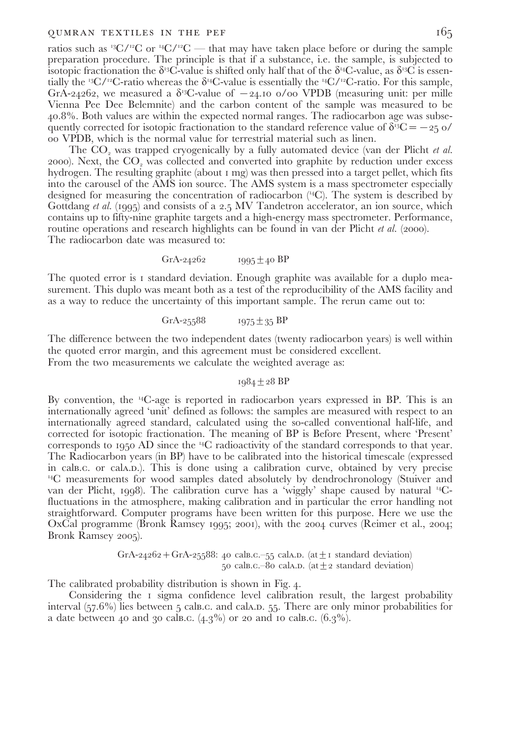ratios such as $^{13}C/^{12}C$ or $^{14}C/^{12}C$ — that may have taken place before or during the sample preparation procedure. The principle is that if a substance, i.e. the sample, is subjected to isotopic fractionation the $\delta^{13}C$-value is shifted only half that of the $\delta^{14}C$-value, as $\delta^{13}C$ is essentially the $^{13}C/^{12}C$-ratio whereas the $\delta^{14}C$-value is essentially the $^{14}C/^{12}C$-ratio. For this sample, GrA-24262, we measured a $\delta^{13}C$-value of $-24.10$ o/oo VPDB (measuring unit: per mille Vienna Pee Dee Belemnite) and the carbon content of the sample was measured to be 40.8%. Both values are within the expected normal ranges. The radiocarbon age was subsequently corrected for isotopic fractionation to the standard reference value of $\delta^{13}C = -25$ o/oo VPDB, which is the normal value for terrestrial material such as linen.

The $CO_2$ was trapped cryogenically by a fully automated device (van der Plicht *et al.* 2000). Next, the $CO_2$ was collected and converted into graphite by reduction under excess hydrogen. The resulting graphite (about 1 mg) was then pressed into a target pellet, which fits into the carousel of the AMS ion source. The AMS system is a mass spectrometer especially designed for measuring the concentration of radiocarbon ($^{14}C$). The system is described by Gottdang *et al.* (1995) and consists of a 2.5 MV Tandetron accelerator, an ion source, which contains up to fifty-nine graphite targets and a high-energy mass spectrometer. Performance, routine operations and research highlights can be found in van der Plicht *et al.* (2000).
The radiocarbon date was measured to:

GrA-24262 $\quad 1995 \pm 40$ BP

The quoted error is 1 standard deviation. Enough graphite was available for a duplo measurement. This duplo was meant both as a test of the reproducibility of the AMS facility and as a way to reduce the uncertainty of this important sample. The rerun came out to:

GrA-25588 $\quad 1975 \pm 35$ BP

The difference between the two independent dates (twenty radiocarbon years) is well within the quoted error margin, and this agreement must be considered excellent.
From the two measurements we calculate the weighted average as:

$1984 \pm 28$ BP

By convention, the $^{14}C$-age is reported in radiocarbon years expressed in BP. This is an internationally agreed 'unit' defined as follows: the samples are measured with respect to an internationally agreed standard, calculated using the so-called conventional half-life, and corrected for isotopic fractionation. The meaning of BP is Before Present, where 'Present' corresponds to 1950 AD since the $^{14}C$ radioactivity of the standard corresponds to that year. The Radiocarbon years (in BP) have to be calibrated into the historical timescale (expressed in calB.C. or calA.D.). This is done using a calibration curve, obtained by very precise $^{14}C$ measurements for wood samples dated absolutely by dendrochronology (Stuiver and van der Plicht, 1998). The calibration curve has a 'wiggly' shape caused by natural $^{14}C$-fluctuations in the atmosphere, making calibration and in particular the error handling not straightforward. Computer programs have been written for this purpose. Here we use the OxCal programme (Bronk Ramsey 1995; 2001), with the 2004 curves (Reimer et al., 2004; Bronk Ramsey 2005).

GrA-24262 + GrA-25588: 40 calB.C.–55 calA.D. (at $\pm 1$ standard deviation)
50 calB.C.–80 calA.D. (at $\pm 2$ standard deviation)

The calibrated probability distribution is shown in Fig. 4.

Considering the 1 sigma confidence level calibration result, the largest probability interval (57.6%) lies between 5 calB.C. and calA.D. 55. There are only minor probabilities for a date between 40 and 30 calB.C. (4.3%) or 20 and 10 calB.C. (6.3%).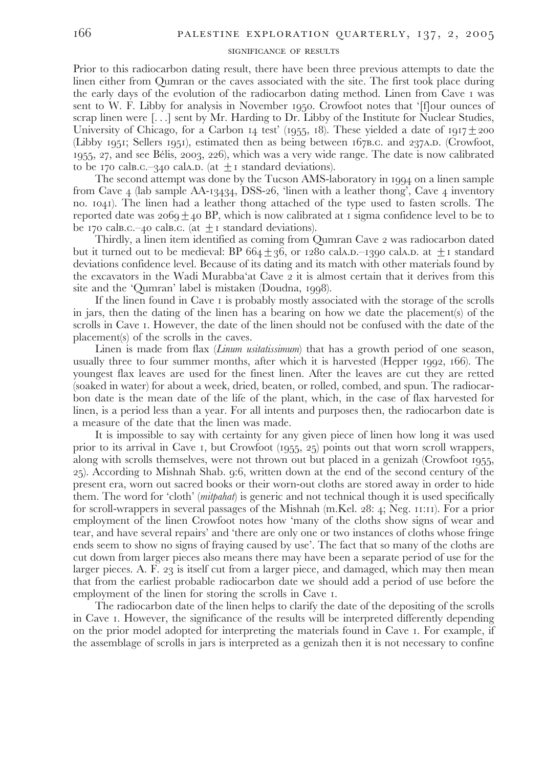## SIGNIFICANCE OF RESULTS

Prior to this radiocarbon dating result, there have been three previous attempts to date the linen either from Qumran or the caves associated with the site. The first took place during the early days of the evolution of the radiocarbon dating method. Linen from Cave 1 was sent to W. F. Libby for analysis in November 1950. Crowfoot notes that '[f]our ounces of scrap linen were [. . .] sent by Mr. Harding to Dr. Libby of the Institute for Nuclear Studies, University of Chicago, for a Carbon 14 test' (1955, 18). These yielded a date of $1917 \pm 200$ (Libby 1951; Sellers 1951), estimated then as being between 167B.C. and 237A.D. (Crowfoot, 1955, 27, and see Bélis, 2003, 226), which was a very wide range. The date is now calibrated to be 170 calB.C.–340 calA.D. (at $\pm 1$ standard deviations).

The second attempt was done by the Tucson AMS-laboratory in 1994 on a linen sample from Cave 4 (lab sample AA-13434, DSS-26, 'linen with a leather thong', Cave 4 inventory no. 1041). The linen had a leather thong attached of the type used to fasten scrolls. The reported date was $2069 \pm 40$ BP, which is now calibrated at 1 sigma confidence level to be to be 170 calB.C.–40 calB.C. (at $\pm 1$ standard deviations).

Thirdly, a linen item identified as coming from Qumran Cave 2 was radiocarbon dated but it turned out to be medieval: BP $664 \pm 36$, or 1280 calA.D.–1390 calA.D. at $\pm 1$ standard deviations confidence level. Because of its dating and its match with other materials found by the excavators in the Wadi Murabba'at Cave 2 it is almost certain that it derives from this site and the 'Qumran' label is mistaken (Doudna, 1998).

If the linen found in Cave 1 is probably mostly associated with the storage of the scrolls in jars, then the dating of the linen has a bearing on how we date the placement(s) of the scrolls in Cave 1. However, the date of the linen should not be confused with the date of the placement(s) of the scrolls in the caves.

Linen is made from flax (*Linum usitatissimum*) that has a growth period of one season, usually three to four summer months, after which it is harvested (Hepper 1992, 166). The youngest flax leaves are used for the finest linen. After the leaves are cut they are retted (soaked in water) for about a week, dried, beaten, or rolled, combed, and spun. The radiocarbon date is the mean date of the life of the plant, which, in the case of flax harvested for linen, is a period less than a year. For all intents and purposes then, the radiocarbon date is a measure of the date that the linen was made.

It is impossible to say with certainty for any given piece of linen how long it was used prior to its arrival in Cave 1, but Crowfoot (1955, 25) points out that worn scroll wrappers, along with scrolls themselves, were not thrown out but placed in a genizah (Crowfoot 1955, 25). According to Mishnah Shab. 9:6, written down at the end of the second century of the present era, worn out sacred books or their worn-out cloths are stored away in order to hide them. The word for 'cloth' (*mitpahat*) is generic and not technical though it is used specifically for scroll-wrappers in several passages of the Mishnah (m.Kel. 28: 4; Neg. 11:11). For a prior employment of the linen Crowfoot notes how 'many of the cloths show signs of wear and tear, and have several repairs' and 'there are only one or two instances of cloths whose fringe ends seem to show no signs of fraying caused by use'. The fact that so many of the cloths are cut down from larger pieces also means there may have been a separate period of use for the larger pieces. A. F. 23 is itself cut from a larger piece, and damaged, which may then mean that from the earliest probable radiocarbon date we should add a period of use before the employment of the linen for storing the scrolls in Cave 1.

The radiocarbon date of the linen helps to clarify the date of the depositing of the scrolls in Cave 1. However, the significance of the results will be interpreted differently depending on the prior model adopted for interpreting the materials found in Cave 1. For example, if the assemblage of scrolls in jars is interpreted as a genizah then it is not necessary to confine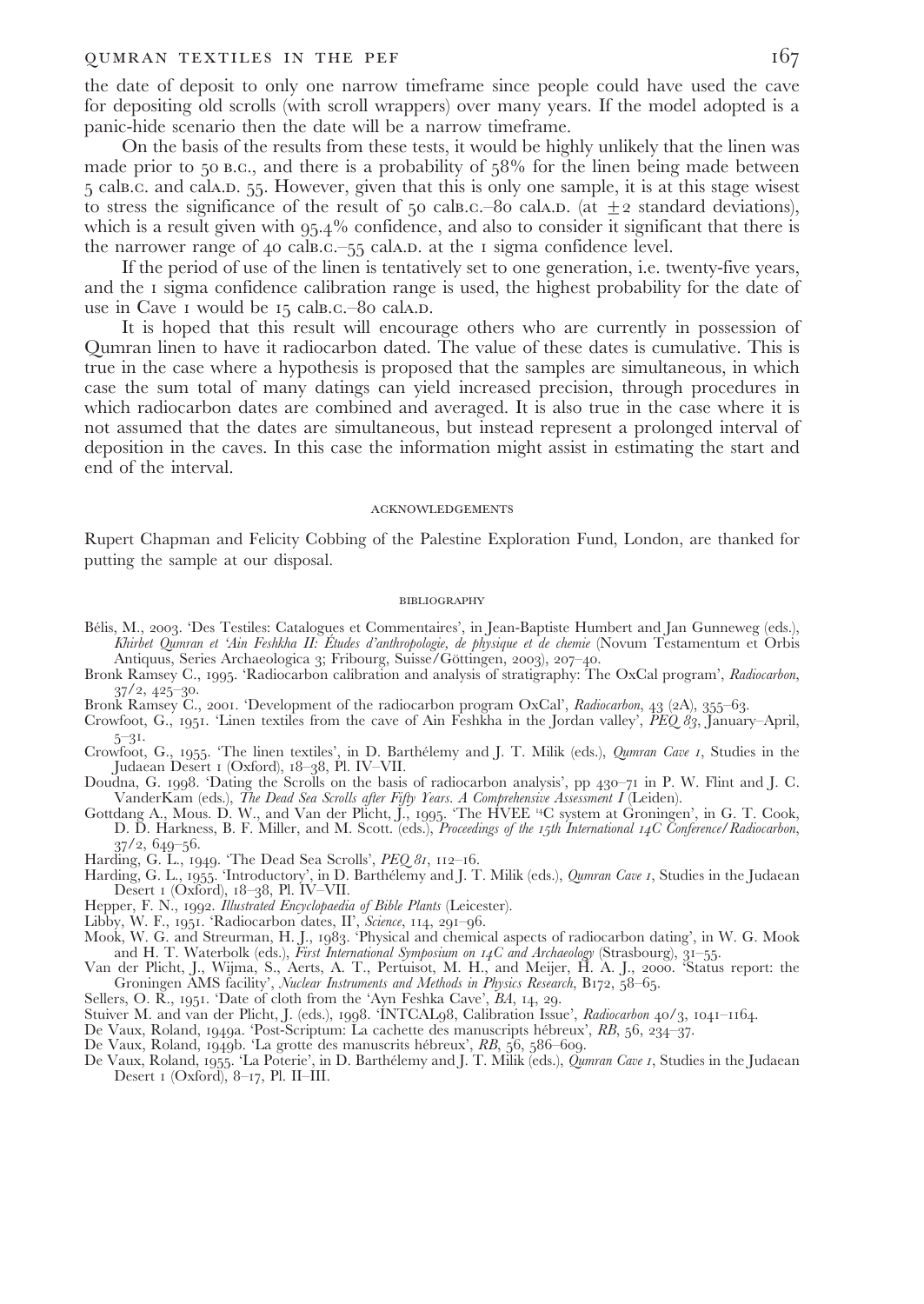the date of deposit to only one narrow timeframe since people could have used the cave for depositing old scrolls (with scroll wrappers) over many years. If the model adopted is a panic-hide scenario then the date will be a narrow timeframe.

On the basis of the results from these tests, it would be highly unlikely that the linen was made prior to 50 B.C., and there is a probability of 58% for the linen being made between 5 calB.C. and calA.D. 55. However, given that this is only one sample, it is at this stage wisest to stress the significance of the result of 50 calB.C.–80 calA.D. (at $\pm 2$ standard deviations), which is a result given with 95.4% confidence, and also to consider it significant that there is the narrower range of 40 calB.C.–55 calA.D. at the 1 sigma confidence level.

If the period of use of the linen is tentatively set to one generation, i.e. twenty-five years, and the 1 sigma confidence calibration range is used, the highest probability for the date of use in Cave 1 would be 15 calB.C.–80 calA.D.

It is hoped that this result will encourage others who are currently in possession of Qumran linen to have it radiocarbon dated. The value of these dates is cumulative. This is true in the case where a hypothesis is proposed that the samples are simultaneous, in which case the sum total of many datings can yield increased precision, through procedures in which radiocarbon dates are combined and averaged. It is also true in the case where it is not assumed that the dates are simultaneous, but instead represent a prolonged interval of deposition in the caves. In this case the information might assist in estimating the start and end of the interval.

## ACKNOWLEDGEMENTS

Rupert Chapman and Felicity Cobbing of the Palestine Exploration Fund, London, are thanked for putting the sample at our disposal.

## BIBLIOGRAPHY

Bélis, M., 2003. 'Des Testiles: Catalogues et Commentaires', in Jean-Baptiste Humbert and Jan Gunneweg (eds.), *Khirbet Qumran et 'Ain Feshkha II: Études d'anthropologie, de physique et de chemie* (Novum Testamentum et Orbis Antiquus, Series Archaeologica 3; Fribourg, Suisse/Göttingen, 2003), 207–40.

Bronk Ramsey C., 1995. 'Radiocarbon calibration and analysis of stratigraphy: The OxCal program', *Radiocarbon*, 37/2, 425–30.

Bronk Ramsey C., 2001. 'Development of the radiocarbon program OxCal', *Radiocarbon*, 43 (2A), 355–63.

Crowfoot, G., 1951. 'Linen textiles from the cave of Ain Feshkha in the Jordan valley', *PEQ 83*, January–April, 5–31.

Crowfoot, G., 1955. 'The linen textiles', in D. Barthélemy and J. T. Milik (eds.), *Qumran Cave 1*, Studies in the Judaean Desert 1 (Oxford), 18–38, Pl. IV–VII.

Doudna, G. 1998. 'Dating the Scrolls on the basis of radiocarbon analysis', pp 430–71 in P. W. Flint and J. C. VanderKam (eds.), *The Dead Sea Scrolls after Fifty Years. A Comprehensive Assessment I* (Leiden).

Gottdang A., Mous. D. W., and Van der Plicht, J., 1995. 'The HVEE $^{14}$C system at Groningen', in G. T. Cook, D. D. Harkness, B. F. Miller, and M. Scott. (eds.), *Proceedings of the 15th International 14C Conference/Radiocarbon*, 37/2, 649–56.

Harding, G. L., 1949. 'The Dead Sea Scrolls', *PEQ 81*, 112–16.

Harding, G. L., 1955. 'Introductory', in D. Barthélemy and J. T. Milik (eds.), *Qumran Cave 1*, Studies in the Judaean Desert 1 (Oxford), 18–38, Pl. IV–VII.

Hepper, F. N., 1992. *Illustrated Encyclopaedia of Bible Plants* (Leicester).

Libby, W. F., 1951. 'Radiocarbon dates, II', *Science*, 114, 291–96.

Mook, W. G. and Streurman, H. J., 1983. 'Physical and chemical aspects of radiocarbon dating', in W. G. Mook and H. T. Waterbolk (eds.), *First International Symposium on 14C and Archaeology* (Strasbourg), 31–55.

Van der Plicht, J., Wijma, S., Aerts, A. T., Pertuisot, M. H., and Meijer, H. A. J., 2000. 'Status report: the Groningen AMS facility', *Nuclear Instruments and Methods in Physics Research*, B172, 58–65.

Sellers, O. R., 1951. 'Date of cloth from the 'Ayn Feshka Cave', *BA*, 14, 29.

Stuiver M. and van der Plicht, J. (eds.), 1998. 'INTCAL98, Calibration Issue', *Radiocarbon* 40/3, 1041–1164.

De Vaux, Roland, 1949a. 'Post-Scriptum: La cachette des manuscripts hébreux', *RB*, 56, 234–37.

De Vaux, Roland, 1949b. 'La grotte des manuscrits hébreux', *RB*, 56, 586–609.

De Vaux, Roland, 1955. 'La Poterie', in D. Barthélemy and J. T. Milik (eds.), *Qumran Cave 1*, Studies in the Judaean Desert 1 (Oxford), 8–17, Pl. II–III.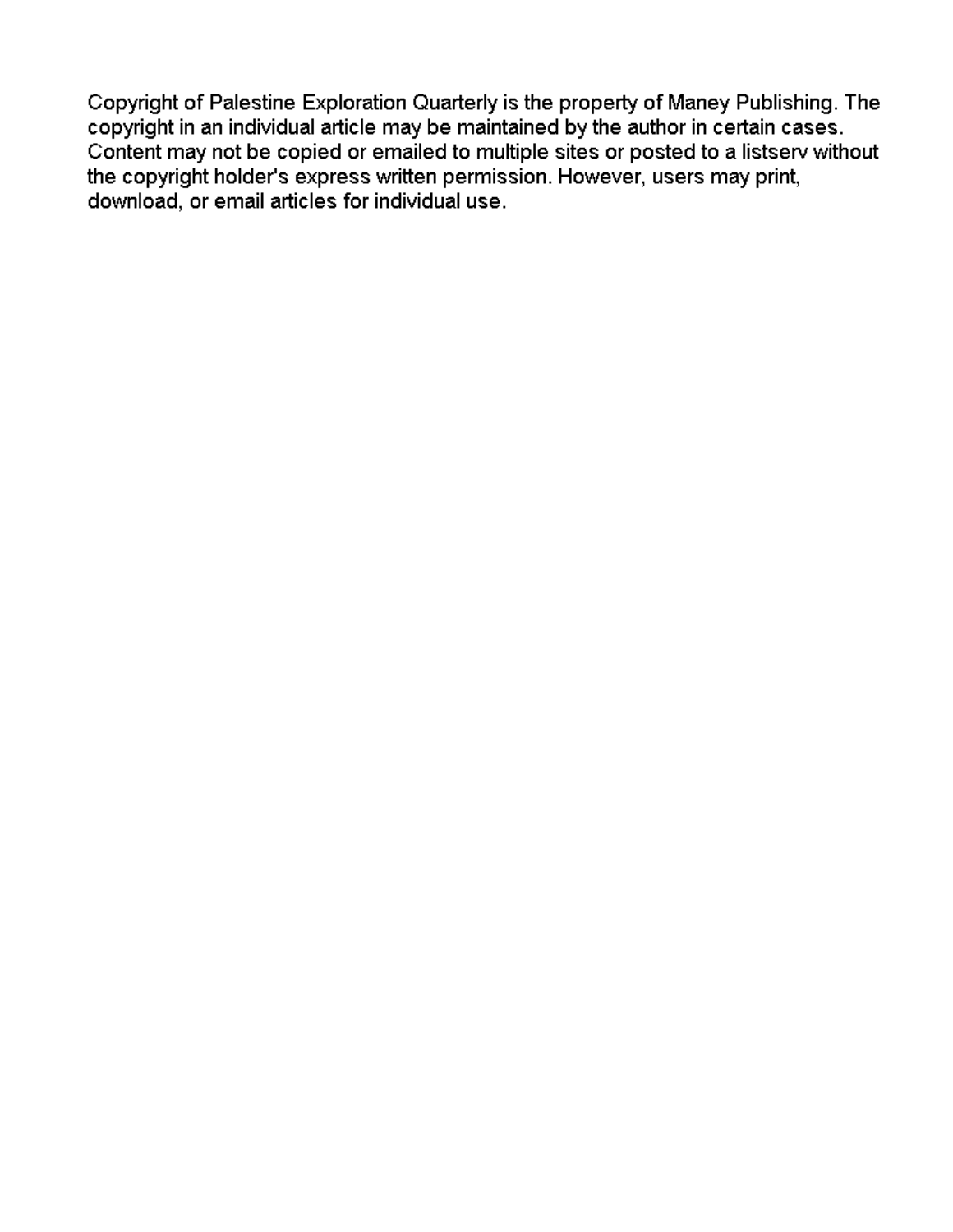Copyright of Palestine Exploration Quarterly is the property of Maney Publishing. The copyright in an individual article may be maintained by the author in certain cases. Content may not be copied or emailed to multiple sites or posted to a listserv without the copyright holder's express written permission. However, users may print, download, or email articles for individual use.